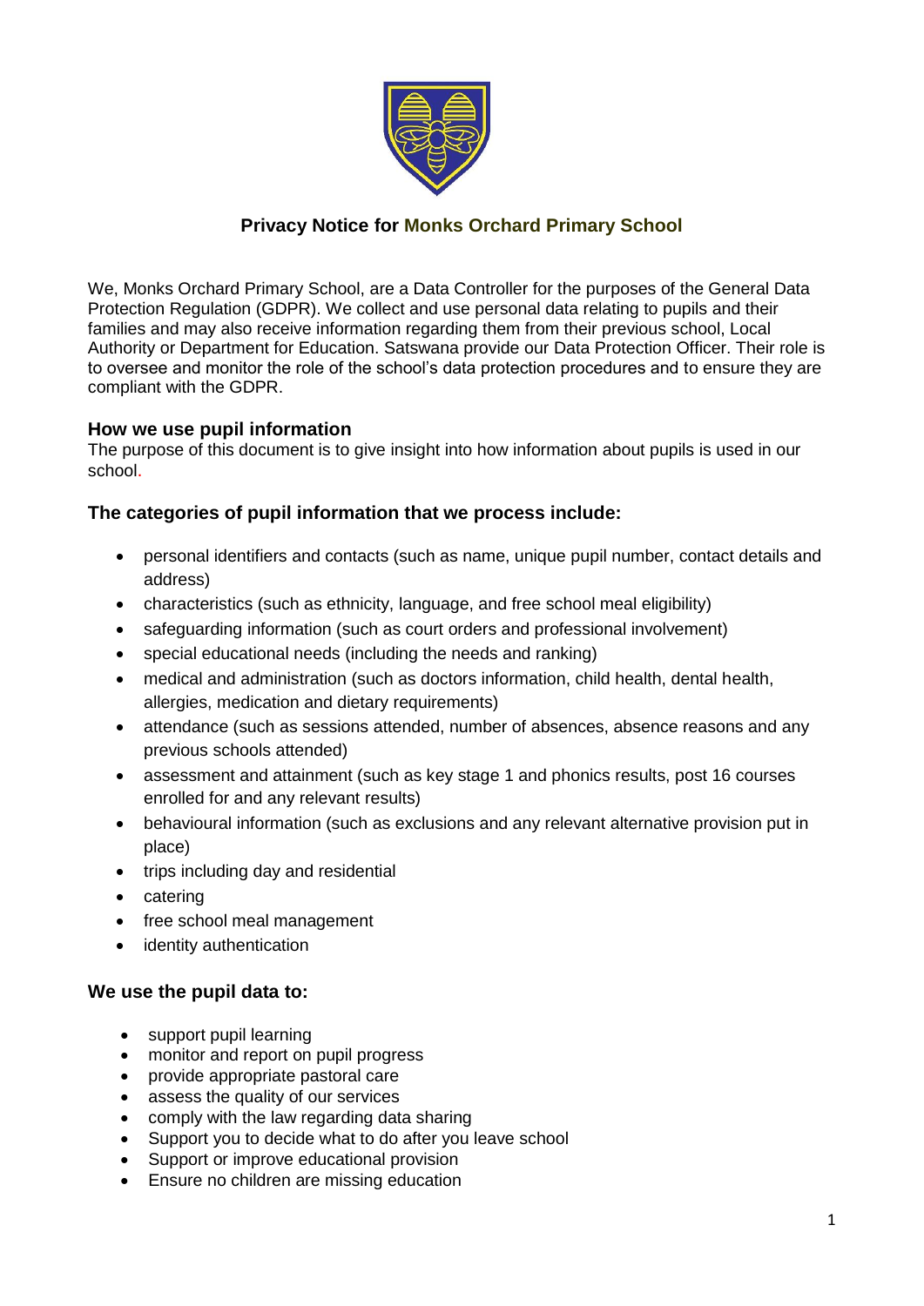# Privacy Notice for Monks Orchard Primary School

We, Monks Orchard Primary School, are a Data Controller for the purposes of the General Data Protection Regulation (GDPR). We collect and use personal data relating to pupils and their families and may also receive information regarding them from their previous school, Local Authority or Department for Education. Satswana provide our Data Protection Officer. Their role is to oversee and monitor the role of the school's data protection procedures and to ensure they are compliant with the GDPR.

## How we use pupil information

The purpose of this document is to give insight into how information about pupils is used in our school.

## The categories of pupil information that we process include:

- personal identifiers and contacts (such as name, unique pupil number, contact details and address)
- characteristics (such as ethnicity, language, and free school meal eligibility)
- safeguarding information (such as court orders and professional involvement)
- special educational needs (including the needs and ranking)
- medical and administration (such as doctors information, child health, dental health, allergies, medication and dietary requirements)
- attendance (such as sessions attended, number of absences, absence reasons and any previous schools attended)
- assessment and attainment (such as key stage 1 and phonics results, post 16 courses enrolled for and any relevant results)
- behavioural information (such as exclusions and any relevant alternative provision put in place)
- trips including day and residential
- catering
- free school meal management
- identity authentication

## We use the pupil data to:

- support pupil learning
- monitor and report on pupil progress
- provide appropriate pastoral care
- assess the quality of our services
- comply with the law regarding data sharing
- Support you to decide what to do after you leave school
- Support or improve educational provision
- Ensure no children are missing education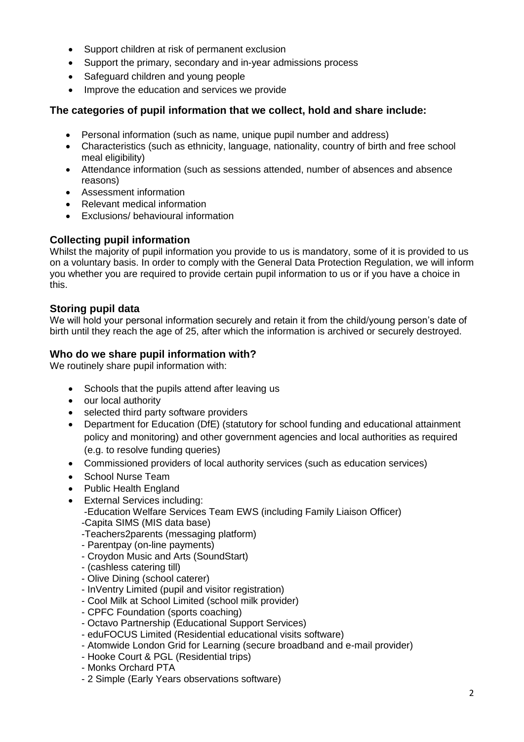- Support children at risk of permanent exclusion
- Support the primary, secondary and in-year admissions process
- Safeguard children and young people
- Improve the education and services we provide

### The categories of pupil information that we collect, hold and share include:

- Personal information (such as name, unique pupil number and address)
- Characteristics (such as ethnicity, language, nationality, country of birth and free school meal eligibility)
- Attendance information (such as sessions attended, number of absences and absence reasons)
- Assessment information
- Relevant medical information
- Exclusions/ behavioural information

### Collecting pupil information

Whilst the majority of pupil information you provide to us is mandatory, some of it is provided to us on a voluntary basis. In order to comply with the General Data Protection Regulation, we will inform you whether you are required to provide certain pupil information to us or if you have a choice in this.

### Storing pupil data

We will hold your personal information securely and retain it from the child/young person's date of birth until they reach the age of 25, after which the information is archived or securely destroyed.

### Who do we share pupil information with?

We routinely share pupil information with:

- Schools that the pupils attend after leaving us
- our local authority
- selected third party software providers
- Department for Education (DfE) (statutory for school funding and educational attainment policy and monitoring) and other government agencies and local authorities as required (e.g. to resolve funding queries)
- Commissioned providers of local authority services (such as education services)
- School Nurse Team
- Public Health England
- External Services including:
  - -Education Welfare Services Team EWS (including Family Liaison Officer)
  - -Capita SIMS (MIS data base)
  - -Teachers2parents (messaging platform)
  - - Parentpay (on-line payments)
  - - Croydon Music and Arts (SoundStart)
  - - (cashless catering till)
  - - Olive Dining (school caterer)
  - - InVentry Limited (pupil and visitor registration)
  - - Cool Milk at School Limited (school milk provider)
  - - CPFC Foundation (sports coaching)
  - - Octavo Partnership (Educational Support Services)
  - - eduFOCUS Limited (Residential educational visits software)
  - - Atomwide London Grid for Learning (secure broadband and e-mail provider)
  - - Hooke Court & PGL (Residential trips)
  - - Monks Orchard PTA
  - - 2 Simple (Early Years observations software)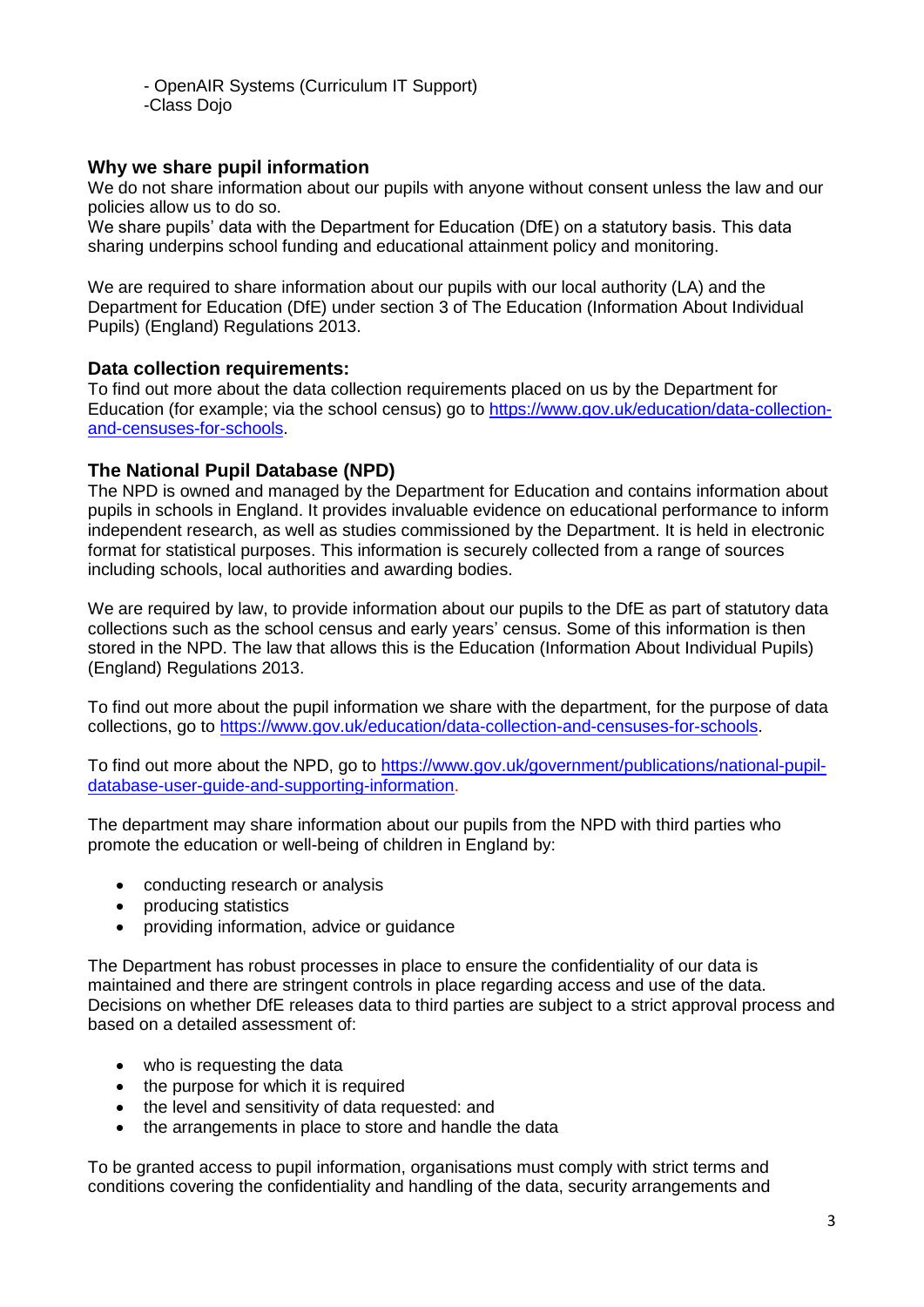- OpenAIR Systems (Curriculum IT Support)
-Class Dojo

### Why we share pupil information

We do not share information about our pupils with anyone without consent unless the law and our policies allow us to do so.
We share pupils' data with the Department for Education (DfE) on a statutory basis. This data sharing underpins school funding and educational attainment policy and monitoring.

We are required to share information about our pupils with our local authority (LA) and the Department for Education (DfE) under section 3 of The Education (Information About Individual Pupils) (England) Regulations 2013.

### Data collection requirements:

To find out more about the data collection requirements placed on us by the Department for Education (for example; via the school census) go to [https://www.gov.uk/education/data-collection-and-censuses-for-schools](https://www.gov.uk/education/data-collection-and-censuses-for-schools).

### The National Pupil Database (NPD)

The NPD is owned and managed by the Department for Education and contains information about pupils in schools in England. It provides invaluable evidence on educational performance to inform independent research, as well as studies commissioned by the Department. It is held in electronic format for statistical purposes. This information is securely collected from a range of sources including schools, local authorities and awarding bodies.

We are required by law, to provide information about our pupils to the DfE as part of statutory data collections such as the school census and early years' census. Some of this information is then stored in the NPD. The law that allows this is the Education (Information About Individual Pupils) (England) Regulations 2013.

To find out more about the pupil information we share with the department, for the purpose of data collections, go to [https://www.gov.uk/education/data-collection-and-censuses-for-schools](https://www.gov.uk/education/data-collection-and-censuses-for-schools).

To find out more about the NPD, go to [https://www.gov.uk/government/publications/national-pupil-database-user-guide-and-supporting-information](https://www.gov.uk/government/publications/national-pupil-database-user-guide-and-supporting-information).

The department may share information about our pupils from the NPD with third parties who promote the education or well-being of children in England by:

- conducting research or analysis
- producing statistics
- providing information, advice or guidance

The Department has robust processes in place to ensure the confidentiality of our data is maintained and there are stringent controls in place regarding access and use of the data. Decisions on whether DfE releases data to third parties are subject to a strict approval process and based on a detailed assessment of:

- who is requesting the data
- the purpose for which it is required
- the level and sensitivity of data requested: and
- the arrangements in place to store and handle the data

To be granted access to pupil information, organisations must comply with strict terms and conditions covering the confidentiality and handling of the data, security arrangements and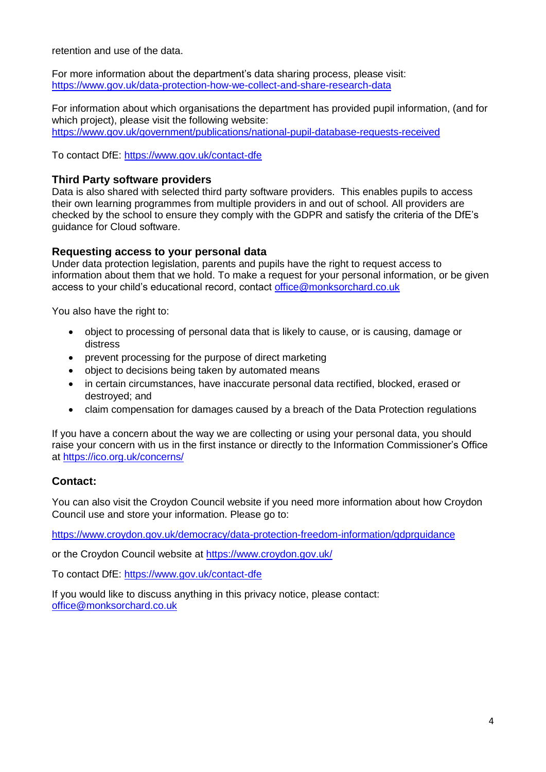retention and use of the data.

For more information about the department's data sharing process, please visit:
https://www.gov.uk/data-protection-how-we-collect-and-share-research-data

For information about which organisations the department has provided pupil information, (and for which project), please visit the following website:
https://www.gov.uk/government/publications/national-pupil-database-requests-received

To contact DfE: https://www.gov.uk/contact-dfe

### Third Party software providers

Data is also shared with selected third party software providers. This enables pupils to access their own learning programmes from multiple providers in and out of school. All providers are checked by the school to ensure they comply with the GDPR and satisfy the criteria of the DfE's guidance for Cloud software.

### Requesting access to your personal data

Under data protection legislation, parents and pupils have the right to request access to information about them that we hold. To make a request for your personal information, or be given access to your child's educational record, contact office@monksorchard.co.uk

You also have the right to:

- object to processing of personal data that is likely to cause, or is causing, damage or distress
- prevent processing for the purpose of direct marketing
- object to decisions being taken by automated means
- in certain circumstances, have inaccurate personal data rectified, blocked, erased or destroyed; and
- claim compensation for damages caused by a breach of the Data Protection regulations

If you have a concern about the way we are collecting or using your personal data, you should raise your concern with us in the first instance or directly to the Information Commissioner's Office at https://ico.org.uk/concerns/

### Contact:

You can also visit the Croydon Council website if you need more information about how Croydon Council use and store your information. Please go to:

https://www.croydon.gov.uk/democracy/data-protection-freedom-information/gdprguidance

or the Croydon Council website at https://www.croydon.gov.uk/

To contact DfE: https://www.gov.uk/contact-dfe

If you would like to discuss anything in this privacy notice, please contact:
office@monksorchard.co.uk